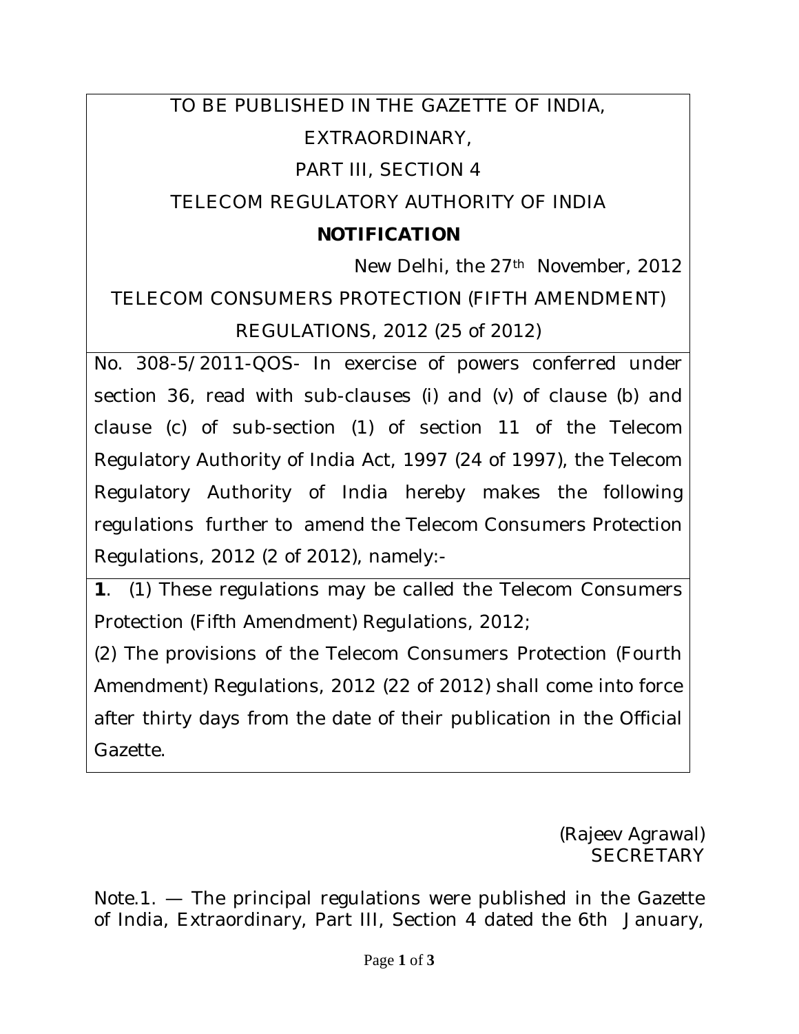TO BE PUBLISHED IN THE GAZETTE OF INDIA,

EXTRAORDINARY,

PART III, SECTION 4

TELECOM REGULATORY AUTHORITY OF INDIA

**NOTIFICATION**

New Delhi, the 27th November, 2012

TELECOM CONSUMERS PROTECTION (FIFTH AMENDMENT) REGULATIONS, 2012 (25 of 2012)

No. 308-5/2011-QOS- In exercise of powers conferred under section 36, read with sub-clauses (i) and (v) of clause (b) and clause (c) of sub-section (1) of section 11 of the Telecom Regulatory Authority of India Act, 1997 (24 of 1997), the Telecom Regulatory Authority of India hereby makes the following regulations further to amend the Telecom Consumers Protection Regulations, 2012 (2 of 2012), namely:-

**1**. (1) These regulations may be called the Telecom Consumers Protection (Fifth Amendment) Regulations, 2012;

(2) The provisions of the Telecom Consumers Protection (Fourth Amendment) Regulations, 2012 (22 of 2012) shall come into force after thirty days from the date of their publication in the Official Gazette.

(Rajeev Agrawal)
SECRETARY

Note.1. — The principal regulations were published in the Gazette of India, Extraordinary, Part III, Section 4 dated the 6th January,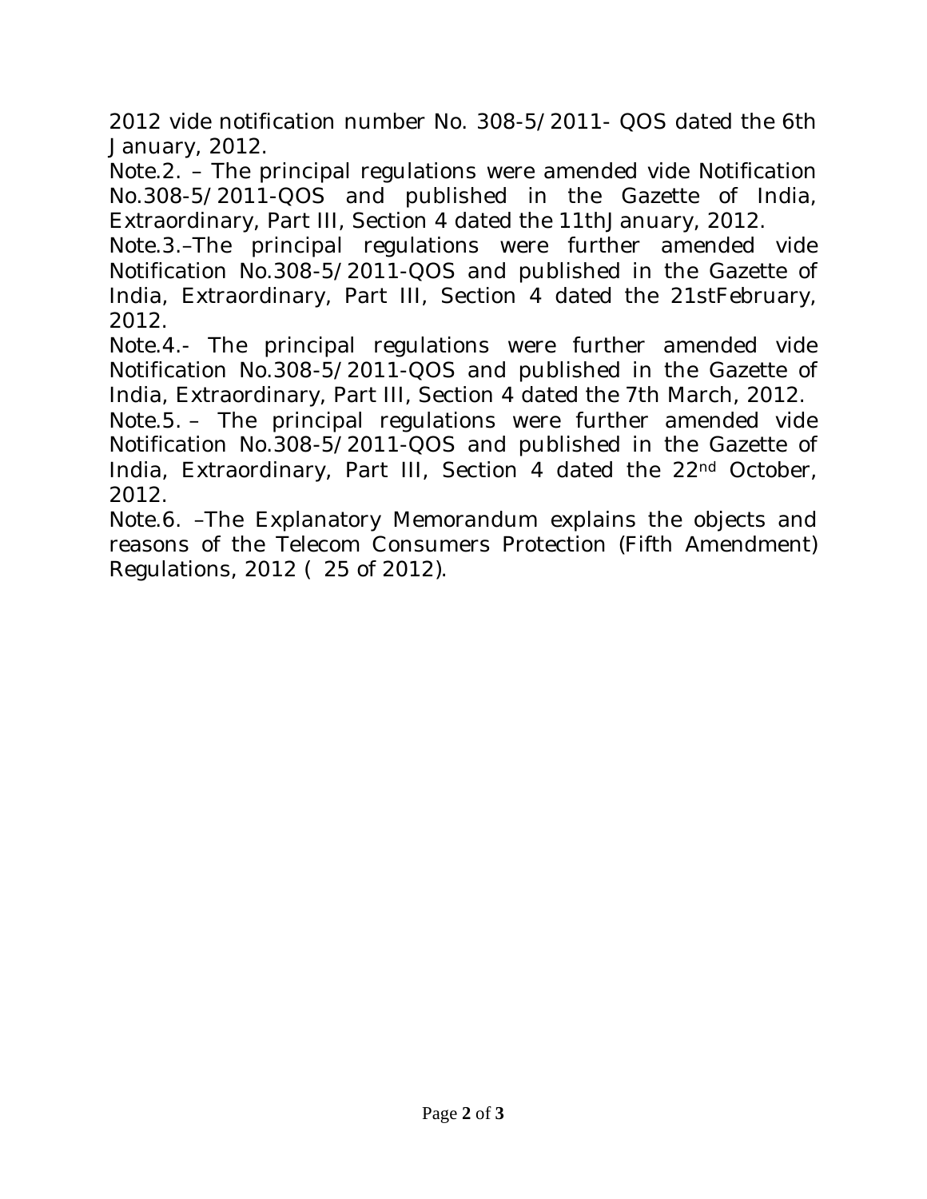2012 vide notification number No. 308-5/2011- QOS dated the 6th January, 2012.

Note.2. – The principal regulations were amended vide Notification No.308-5/2011-QOS and published in the Gazette of India, Extraordinary, Part III, Section 4 dated the 11thJanuary, 2012.

Note.3.–The principal regulations were further amended vide Notification No.308-5/2011-QOS and published in the Gazette of India, Extraordinary, Part III, Section 4 dated the 21stFebruary, 2012.

Note.4.- The principal regulations were further amended vide Notification No.308-5/2011-QOS and published in the Gazette of India, Extraordinary, Part III, Section 4 dated the 7th March, 2012.

Note.5. – The principal regulations were further amended vide Notification No.308-5/2011-QOS and published in the Gazette of India, Extraordinary, Part III, Section 4 dated the 22nd October, 2012.

Note.6. –The Explanatory Memorandum explains the objects and reasons of the Telecom Consumers Protection (Fifth Amendment) Regulations, 2012 ( 25 of 2012).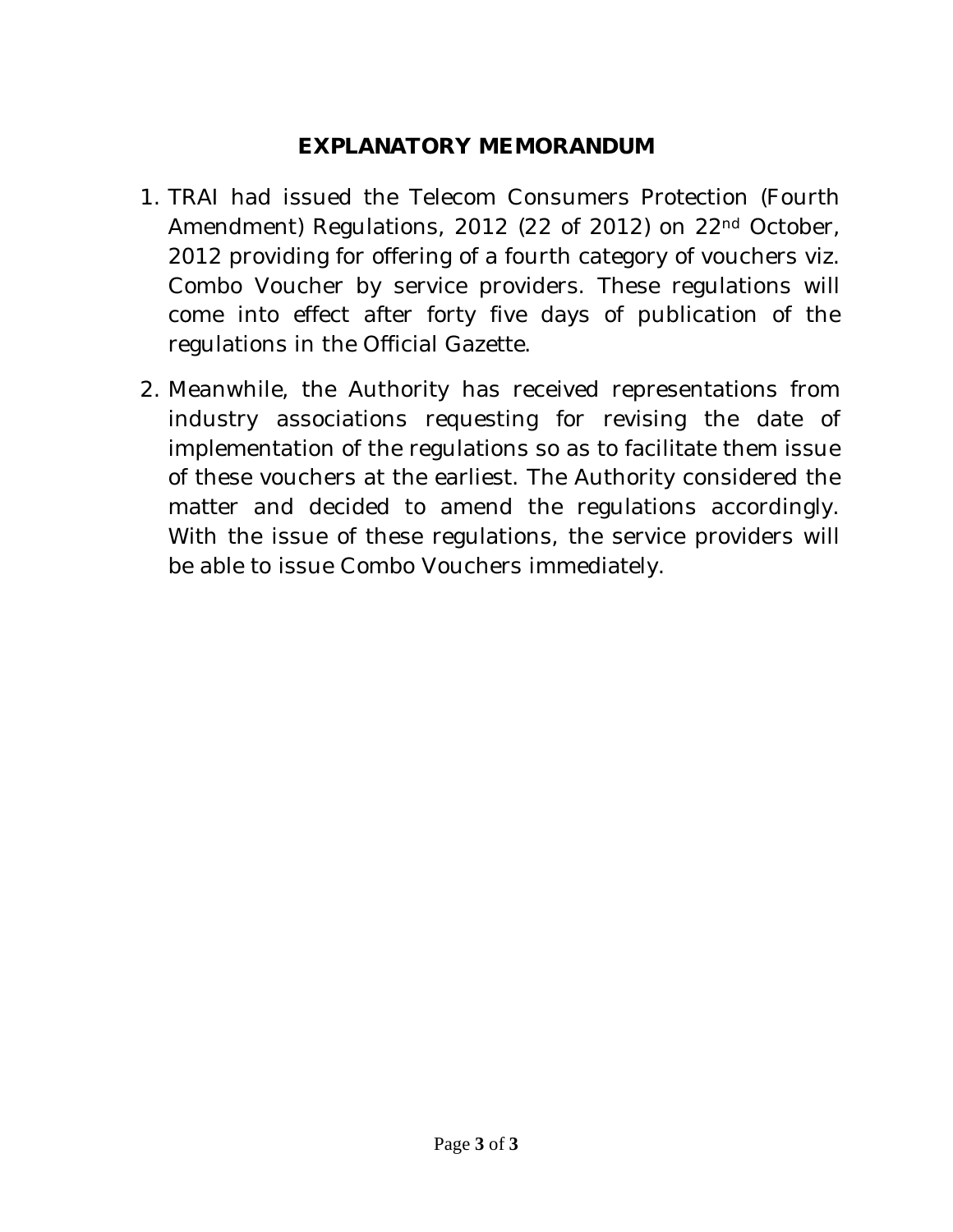# EXPLANATORY MEMORANDUM

1. TRAI had issued the Telecom Consumers Protection (Fourth Amendment) Regulations, 2012 (22 of 2012) on 22nd October, 2012 providing for offering of a fourth category of vouchers viz. Combo Voucher by service providers. These regulations will come into effect after forty five days of publication of the regulations in the Official Gazette.

2. Meanwhile, the Authority has received representations from industry associations requesting for revising the date of implementation of the regulations so as to facilitate them issue of these vouchers at the earliest. The Authority considered the matter and decided to amend the regulations accordingly. With the issue of these regulations, the service providers will be able to issue Combo Vouchers immediately.